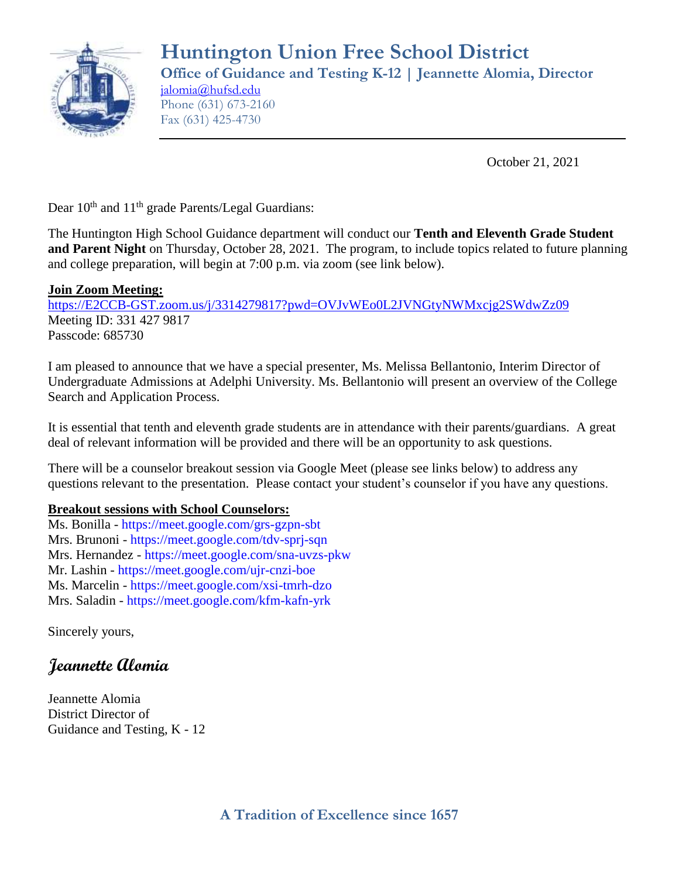# Huntington Union Free School District

**Office of Guidance and Testing K-12 | Jeannette Alomia, Director**

jalomia@hufsd.edu
Phone (631) 673-2160
Fax (631) 425-4730

October 21, 2021

Dear 10th and 11th grade Parents/Legal Guardians:

The Huntington High School Guidance department will conduct our **Tenth and Eleventh Grade Student and Parent Night** on Thursday, October 28, 2021. The program, to include topics related to future planning and college preparation, will begin at 7:00 p.m. via zoom (see link below).

**Join Zoom Meeting:**
https://E2CCB-GST.zoom.us/j/3314279817?pwd=OVJvWEo0L2JVNGtyNWMxcjg2SWdwZz09
Meeting ID: 331 427 9817
Passcode: 685730

I am pleased to announce that we have a special presenter, Ms. Melissa Bellantonio, Interim Director of Undergraduate Admissions at Adelphi University. Ms. Bellantonio will present an overview of the College Search and Application Process.

It is essential that tenth and eleventh grade students are in attendance with their parents/guardians. A great deal of relevant information will be provided and there will be an opportunity to ask questions.

There will be a counselor breakout session via Google Meet (please see links below) to address any questions relevant to the presentation. Please contact your student's counselor if you have any questions.

**Breakout sessions with School Counselors:**
Ms. Bonilla - https://meet.google.com/grs-gzpn-sbt
Mrs. Brunoni - https://meet.google.com/tdv-sprj-sqn
Mrs. Hernandez - https://meet.google.com/sna-uvzs-pkw
Mr. Lashin - https://meet.google.com/ujr-cnzi-boe
Ms. Marcelin - https://meet.google.com/xsi-tmrh-dzo
Mrs. Saladin - https://meet.google.com/kfm-kafn-yrk

Sincerely yours,

*Jeannette Alomia*

Jeannette Alomia
District Director of
Guidance and Testing, K - 12

**A Tradition of Excellence since 1657**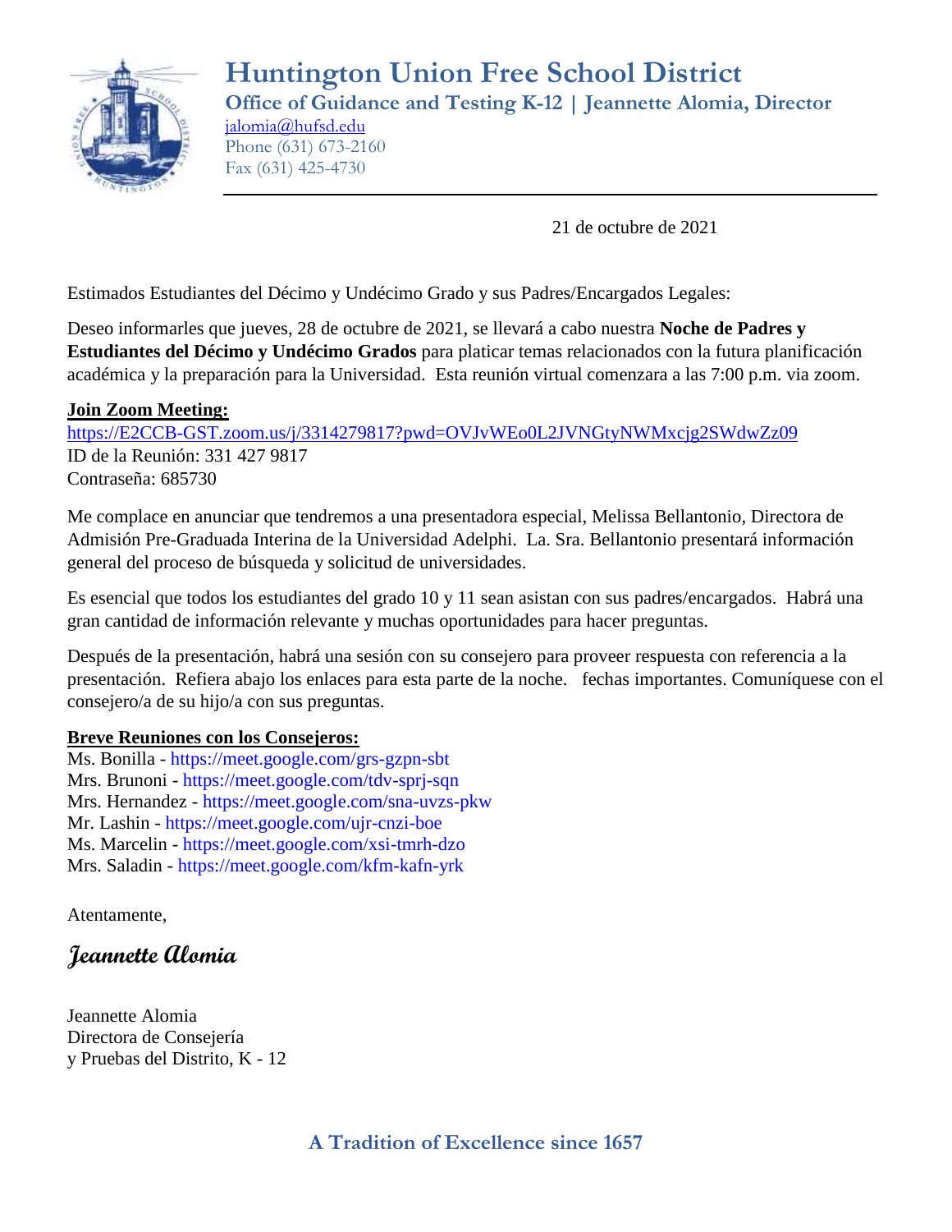# Huntington Union Free School District

**Office of Guidance and Testing K-12 | Jeannette Alomia, Director**

jalomia@hufsd.edu
Phone (631) 673-2160
Fax (631) 425-4730

---

21 de octubre de 2021

Estimados Estudiantes del Décimo y Undécimo Grado y sus Padres/Encargados Legales:

Deseo informarles que jueves, 28 de octubre de 2021, se llevará a cabo nuestra **Noche de Padres y Estudiantes del Décimo y Undécimo Grados** para platicar temas relacionados con la futura planificación académica y la preparación para la Universidad. Esta reunión virtual comenzara a las 7:00 p.m. via zoom.

**Join Zoom Meeting:**
https://E2CCB-GST.zoom.us/j/3314279817?pwd=OVJvWEo0L2JVNGtyNWMxcjg2SWdwZz09
ID de la Reunión: 331 427 9817
Contraseña: 685730

Me complace en anunciar que tendremos a una presentadora especial, Melissa Bellantonio, Directora de Admisión Pre-Graduada Interina de la Universidad Adelphi. La. Sra. Bellantonio presentará información general del proceso de búsqueda y solicitud de universidades.

Es esencial que todos los estudiantes del grado 10 y 11 sean asistan con sus padres/encargados. Habrá una gran cantidad de información relevante y muchas oportunidades para hacer preguntas.

Después de la presentación, habrá una sesión con su consejero para proveer respuesta con referencia a la presentación. Refiera abajo los enlaces para esta parte de la noche. fechas importantes. Comuníquese con el consejero/a de su hijo/a con sus preguntas.

**Breve Reuniones con los Consejeros:**
Ms. Bonilla - https://meet.google.com/grs-gzpn-sbt
Mrs. Brunoni - https://meet.google.com/tdv-sprj-sqn
Mrs. Hernandez - https://meet.google.com/sna-uvzs-pkw
Mr. Lashin - https://meet.google.com/ujr-cnzi-boe
Ms. Marcelin - https://meet.google.com/xsi-tmrh-dzo
Mrs. Saladin - https://meet.google.com/kfm-kafn-yrk

Atentamente,

*Jeannette Alomia*

Jeannette Alomia
Directora de Consejería
y Pruebas del Distrito, K - 12

**A Tradition of Excellence since 1657**